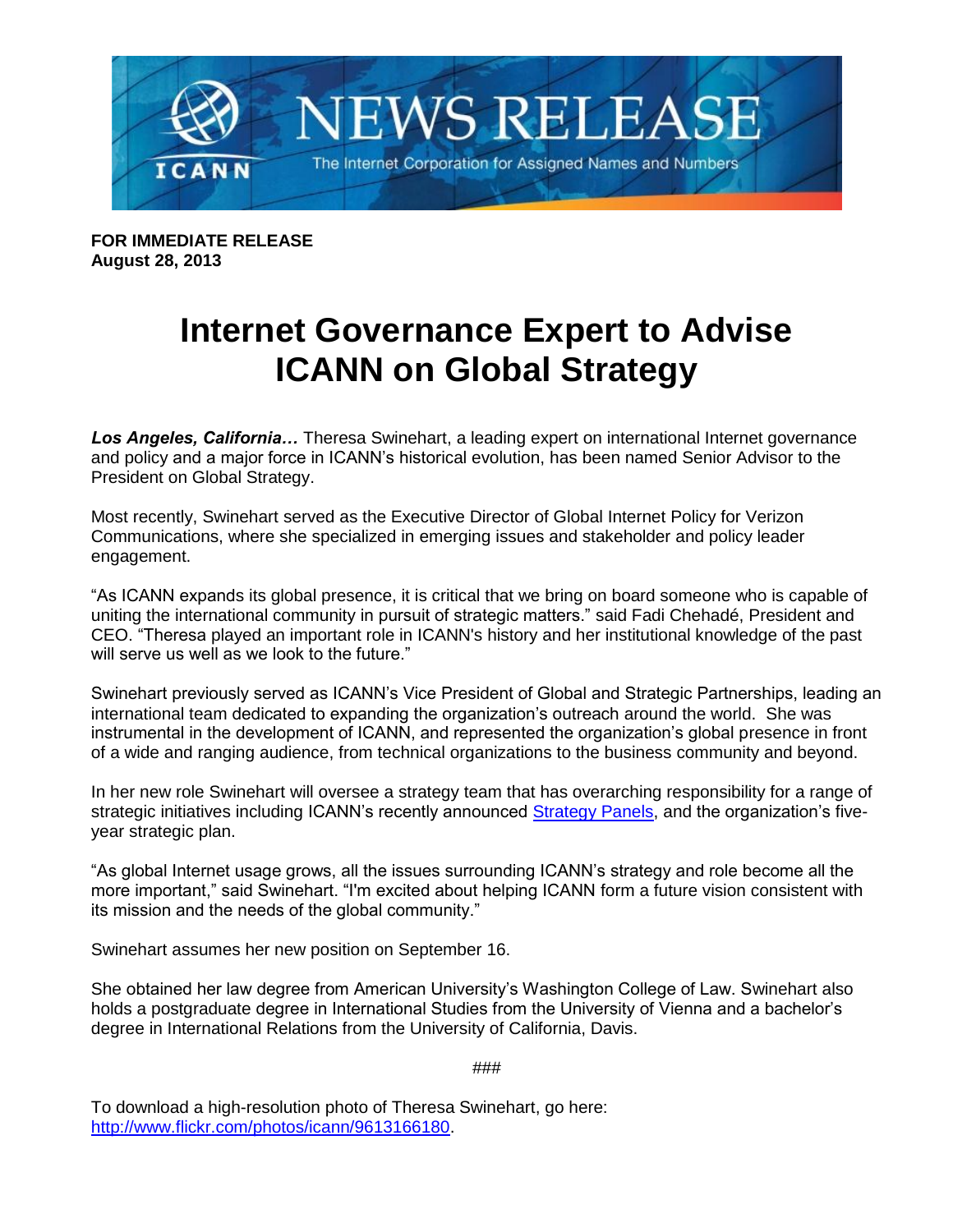NEWS RELEASE

ICANN

The Internet Corporation for Assigned Names and Numbers

**FOR IMMEDIATE RELEASE**
**August 28, 2013**

# Internet Governance Expert to Advise ICANN on Global Strategy

***Los Angeles, California…*** Theresa Swinehart, a leading expert on international Internet governance and policy and a major force in ICANN's historical evolution, has been named Senior Advisor to the President on Global Strategy.

Most recently, Swinehart served as the Executive Director of Global Internet Policy for Verizon Communications, where she specialized in emerging issues and stakeholder and policy leader engagement.

"As ICANN expands its global presence, it is critical that we bring on board someone who is capable of uniting the international community in pursuit of strategic matters." said Fadi Chehadé, President and CEO. "Theresa played an important role in ICANN's history and her institutional knowledge of the past will serve us well as we look to the future."

Swinehart previously served as ICANN's Vice President of Global and Strategic Partnerships, leading an international team dedicated to expanding the organization's outreach around the world. She was instrumental in the development of ICANN, and represented the organization's global presence in front of a wide and ranging audience, from technical organizations to the business community and beyond.

In her new role Swinehart will oversee a strategy team that has overarching responsibility for a range of strategic initiatives including ICANN's recently announced Strategy Panels, and the organization's five-year strategic plan.

"As global Internet usage grows, all the issues surrounding ICANN's strategy and role become all the more important," said Swinehart. "I'm excited about helping ICANN form a future vision consistent with its mission and the needs of the global community."

Swinehart assumes her new position on September 16.

She obtained her law degree from American University's Washington College of Law. Swinehart also holds a postgraduate degree in International Studies from the University of Vienna and a bachelor's degree in International Relations from the University of California, Davis.

###

To download a high-resolution photo of Theresa Swinehart, go here:
http://www.flickr.com/photos/icann/9613166180.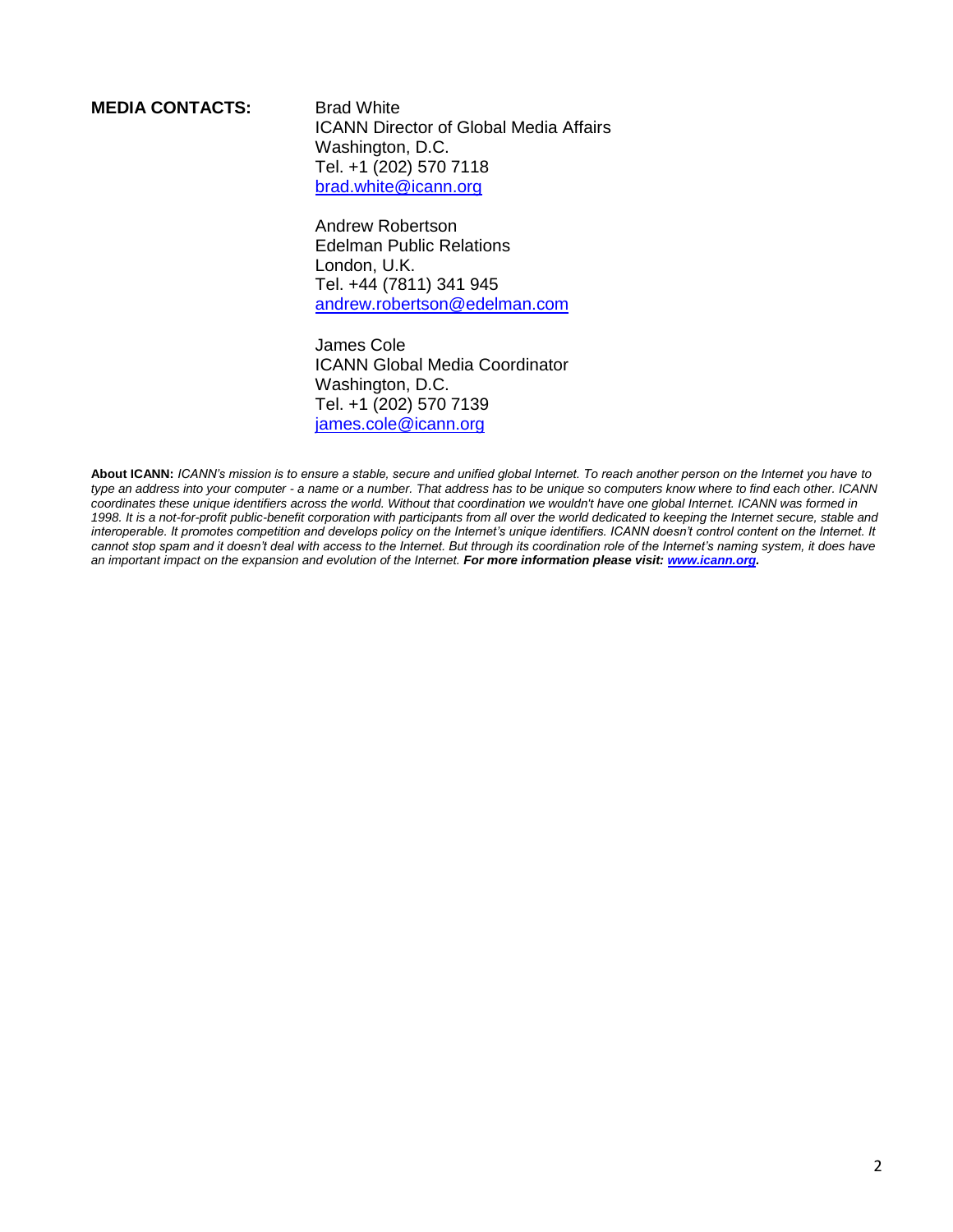**MEDIA CONTACTS:**

Brad White
ICANN Director of Global Media Affairs
Washington, D.C.
Tel. +1 (202) 570 7118
brad.white@icann.org

Andrew Robertson
Edelman Public Relations
London, U.K.
Tel. +44 (7811) 341 945
andrew.robertson@edelman.com

James Cole
ICANN Global Media Coordinator
Washington, D.C.
Tel. +1 (202) 570 7139
james.cole@icann.org

**About ICANN:** *ICANN's mission is to ensure a stable, secure and unified global Internet. To reach another person on the Internet you have to type an address into your computer - a name or a number. That address has to be unique so computers know where to find each other. ICANN coordinates these unique identifiers across the world. Without that coordination we wouldn't have one global Internet. ICANN was formed in 1998. It is a not-for-profit public-benefit corporation with participants from all over the world dedicated to keeping the Internet secure, stable and interoperable. It promotes competition and develops policy on the Internet's unique identifiers. ICANN doesn't control content on the Internet. It cannot stop spam and it doesn't deal with access to the Internet. But through its coordination role of the Internet's naming system, it does have an important impact on the expansion and evolution of the Internet.* ***For more information please visit: www.icann.org.***